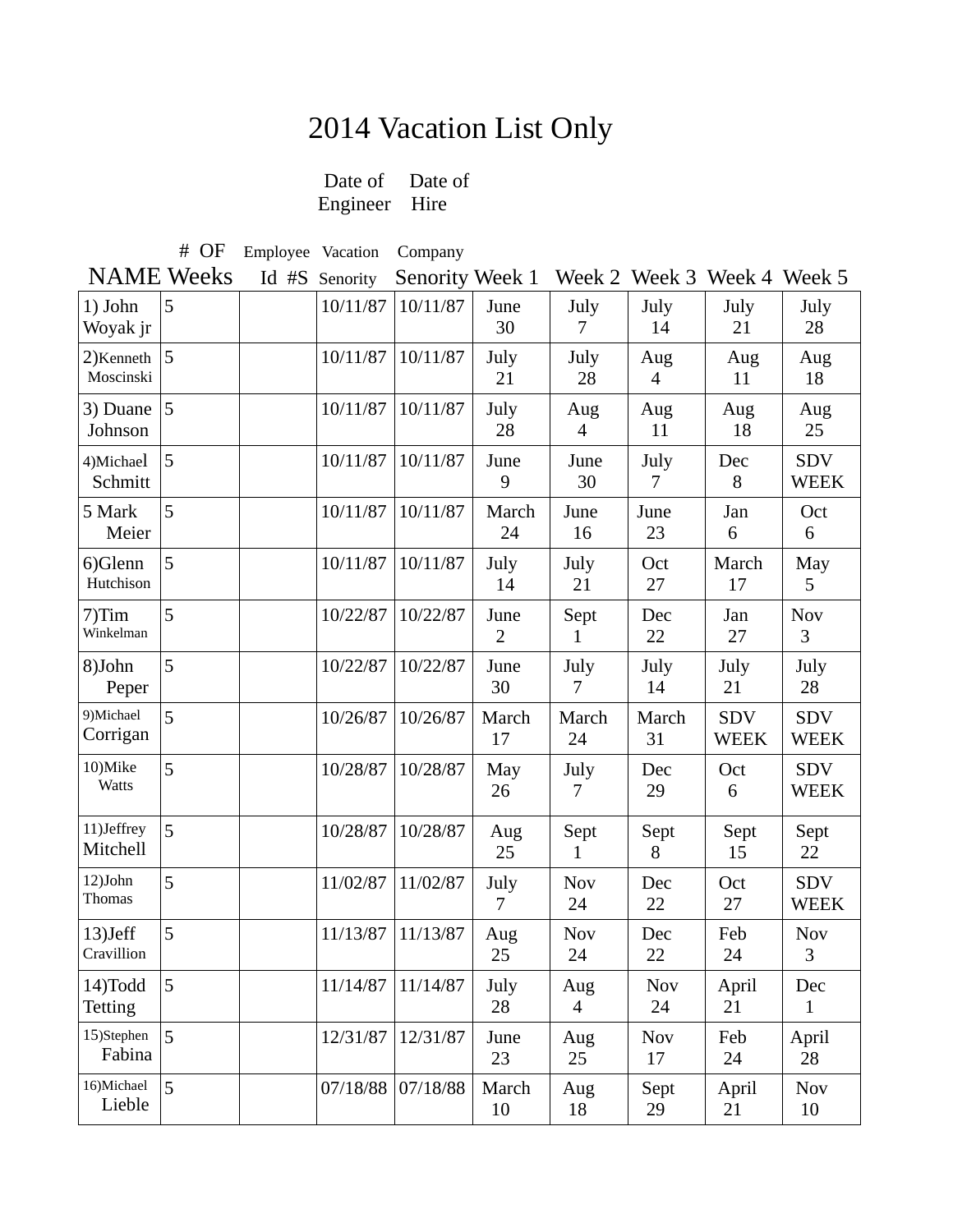# 2014 Vacation List Only

| NAME | # OF Weeks | Employee Id #S | Date of Engineer Vacation Senority | Date of Hire Company Senority | Week 1 | Week 2 | Week 3 | Week 4 | Week 5 |
|---|---|---|---|---|---|---|---|---|---|
| 1) John Woyak jr | 5 | | 10/11/87 | 10/11/87 | June 30 | July 7 | July 14 | July 21 | July 28 |
| 2)Kenneth Moscinski | 5 | | 10/11/87 | 10/11/87 | July 21 | July 28 | Aug 4 | Aug 11 | Aug 18 |
| 3) Duane Johnson | 5 | | 10/11/87 | 10/11/87 | July 28 | Aug 4 | Aug 11 | Aug 18 | Aug 25 |
| 4)Michael Schmitt | 5 | | 10/11/87 | 10/11/87 | June 9 | June 30 | July 7 | Dec 8 | SDV WEEK |
| 5 Mark Meier | 5 | | 10/11/87 | 10/11/87 | March 24 | June 16 | June 23 | Jan 6 | Oct 6 |
| 6)Glenn Hutchison | 5 | | 10/11/87 | 10/11/87 | July 14 | July 21 | Oct 27 | March 17 | May 5 |
| 7)Tim Winkelman | 5 | | 10/22/87 | 10/22/87 | June 2 | Sept 1 | Dec 22 | Jan 27 | Nov 3 |
| 8)John Peper | 5 | | 10/22/87 | 10/22/87 | June 30 | July 7 | July 14 | July 21 | July 28 |
| 9)Michael Corrigan | 5 | | 10/26/87 | 10/26/87 | March 17 | March 24 | March 31 | SDV WEEK | SDV WEEK |
| 10)Mike Watts | 5 | | 10/28/87 | 10/28/87 | May 26 | July 7 | Dec 29 | Oct 6 | SDV WEEK |
| 11)Jeffrey Mitchell | 5 | | 10/28/87 | 10/28/87 | Aug 25 | Sept 1 | Sept 8 | Sept 15 | Sept 22 |
| 12)John Thomas | 5 | | 11/02/87 | 11/02/87 | July 7 | Nov 24 | Dec 22 | Oct 27 | SDV WEEK |
| 13)Jeff Cravillion | 5 | | 11/13/87 | 11/13/87 | Aug 25 | Nov 24 | Dec 22 | Feb 24 | Nov 3 |
| 14)Todd Tetting | 5 | | 11/14/87 | 11/14/87 | July 28 | Aug 4 | Nov 24 | April 21 | Dec 1 |
| 15)Stephen Fabina | 5 | | 12/31/87 | 12/31/87 | June 23 | Aug 25 | Nov 17 | Feb 24 | April 28 |
| 16)Michael Lieble | 5 | | 07/18/88 | 07/18/88 | March 10 | Aug 18 | Sept 29 | April 21 | Nov 10 |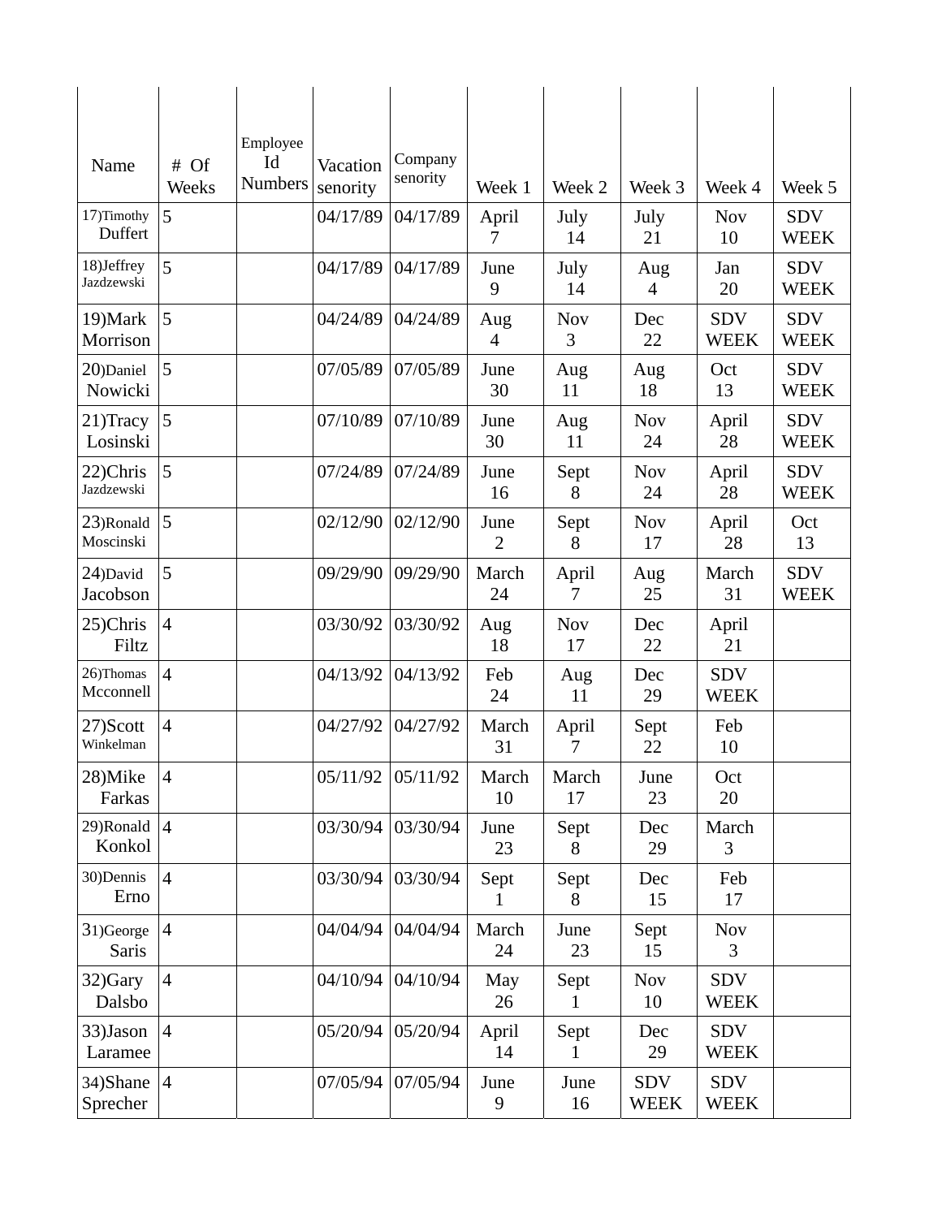| Name | # Of Weeks | Employee Id Numbers | Vacation senority | Company senority | Week 1 | Week 2 | Week 3 | Week 4 | Week 5 |
|---|---|---|---|---|---|---|---|---|---|
| 17)Timothy Duffert | 5 | | 04/17/89 | 04/17/89 | April 7 | July 14 | July 21 | Nov 10 | SDV WEEK |
| 18)Jeffrey Jazdzewski | 5 | | 04/17/89 | 04/17/89 | June 9 | July 14 | Aug 4 | Jan 20 | SDV WEEK |
| 19)Mark Morrison | 5 | | 04/24/89 | 04/24/89 | Aug 4 | Nov 3 | Dec 22 | SDV WEEK | SDV WEEK |
| 20)Daniel Nowicki | 5 | | 07/05/89 | 07/05/89 | June 30 | Aug 11 | Aug 18 | Oct 13 | SDV WEEK |
| 21)Tracy Losinski | 5 | | 07/10/89 | 07/10/89 | June 30 | Aug 11 | Nov 24 | April 28 | SDV WEEK |
| 22)Chris Jazdzewski | 5 | | 07/24/89 | 07/24/89 | June 16 | Sept 8 | Nov 24 | April 28 | SDV WEEK |
| 23)Ronald Moscinski | 5 | | 02/12/90 | 02/12/90 | June 2 | Sept 8 | Nov 17 | April 28 | Oct 13 |
| 24)David Jacobson | 5 | | 09/29/90 | 09/29/90 | March 24 | April 7 | Aug 25 | March 31 | SDV WEEK |
| 25)Chris Filtz | 4 | | 03/30/92 | 03/30/92 | Aug 18 | Nov 17 | Dec 22 | April 21 | |
| 26)Thomas Mcconnell | 4 | | 04/13/92 | 04/13/92 | Feb 24 | Aug 11 | Dec 29 | SDV WEEK | |
| 27)Scott Winkelman | 4 | | 04/27/92 | 04/27/92 | March 31 | April 7 | Sept 22 | Feb 10 | |
| 28)Mike Farkas | 4 | | 05/11/92 | 05/11/92 | March 10 | March 17 | June 23 | Oct 20 | |
| 29)Ronald Konkol | 4 | | 03/30/94 | 03/30/94 | June 23 | Sept 8 | Dec 29 | March 3 | |
| 30)Dennis Erno | 4 | | 03/30/94 | 03/30/94 | Sept 1 | Sept 8 | Dec 15 | Feb 17 | |
| 31)George Saris | 4 | | 04/04/94 | 04/04/94 | March 24 | June 23 | Sept 15 | Nov 3 | |
| 32)Gary Dalsbo | 4 | | 04/10/94 | 04/10/94 | May 26 | Sept 1 | Nov 10 | SDV WEEK | |
| 33)Jason Laramee | 4 | | 05/20/94 | 05/20/94 | April 14 | Sept 1 | Dec 29 | SDV WEEK | |
| 34)Shane Sprecher | 4 | | 07/05/94 | 07/05/94 | June 9 | June 16 | SDV WEEK | SDV WEEK | |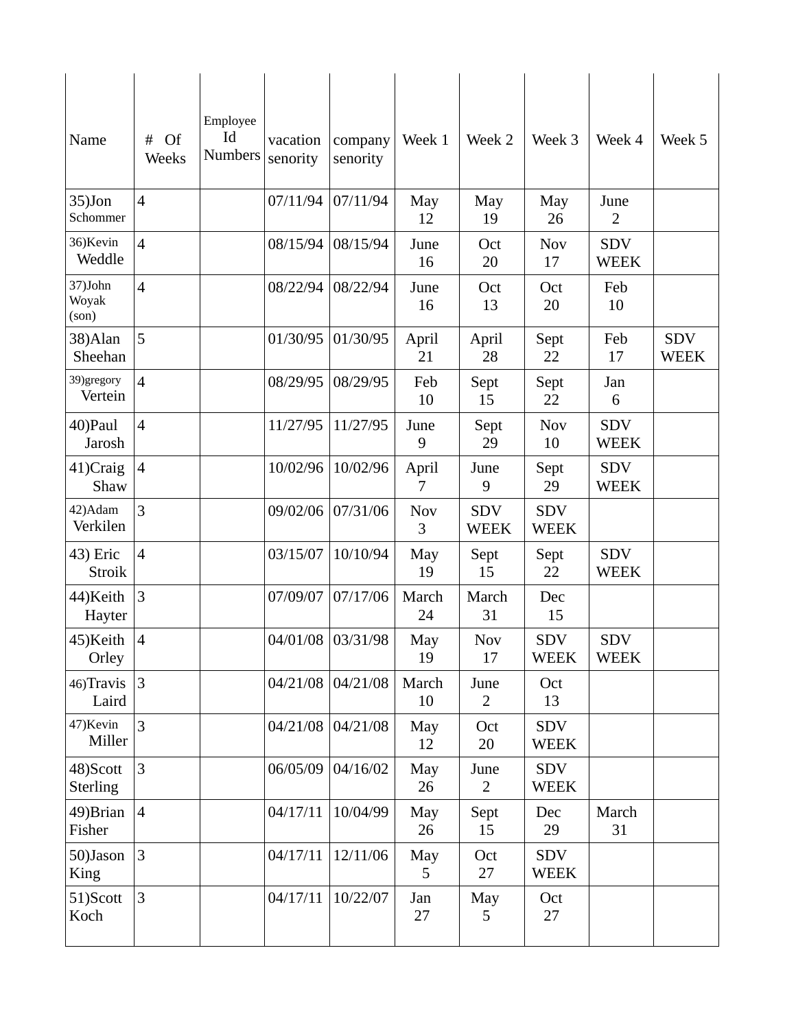| Name | # Of Weeks | Employee Id Numbers | vacation senority | company senority | Week 1 | Week 2 | Week 3 | Week 4 | Week 5 |
|---|---|---|---|---|---|---|---|---|---|
| 35)Jon Schommer | 4 | | 07/11/94 | 07/11/94 | May 12 | May 19 | May 26 | June 2 | |
| 36)Kevin Weddle | 4 | | 08/15/94 | 08/15/94 | June 16 | Oct 20 | Nov 17 | SDV WEEK | |
| 37)John Woyak (son) | 4 | | 08/22/94 | 08/22/94 | June 16 | Oct 13 | Oct 20 | Feb 10 | |
| 38)Alan Sheehan | 5 | | 01/30/95 | 01/30/95 | April 21 | April 28 | Sept 22 | Feb 17 | SDV WEEK |
| 39)gregory Vertein | 4 | | 08/29/95 | 08/29/95 | Feb 10 | Sept 15 | Sept 22 | Jan 6 | |
| 40)Paul Jarosh | 4 | | 11/27/95 | 11/27/95 | June 9 | Sept 29 | Nov 10 | SDV WEEK | |
| 41)Craig Shaw | 4 | | 10/02/96 | 10/02/96 | April 7 | June 9 | Sept 29 | SDV WEEK | |
| 42)Adam Verkilen | 3 | | 09/02/06 | 07/31/06 | Nov 3 | SDV WEEK | SDV WEEK | | |
| 43) Eric Stroik | 4 | | 03/15/07 | 10/10/94 | May 19 | Sept 15 | Sept 22 | SDV WEEK | |
| 44)Keith Hayter | 3 | | 07/09/07 | 07/17/06 | March 24 | March 31 | Dec 15 | | |
| 45)Keith Orley | 4 | | 04/01/08 | 03/31/98 | May 19 | Nov 17 | SDV WEEK | SDV WEEK | |
| 46)Travis Laird | 3 | | 04/21/08 | 04/21/08 | March 10 | June 2 | Oct 13 | | |
| 47)Kevin Miller | 3 | | 04/21/08 | 04/21/08 | May 12 | Oct 20 | SDV WEEK | | |
| 48)Scott Sterling | 3 | | 06/05/09 | 04/16/02 | May 26 | June 2 | SDV WEEK | | |
| 49)Brian Fisher | 4 | | 04/17/11 | 10/04/99 | May 26 | Sept 15 | Dec 29 | March 31 | |
| 50)Jason King | 3 | | 04/17/11 | 12/11/06 | May 5 | Oct 27 | SDV WEEK | | |
| 51)Scott Koch | 3 | | 04/17/11 | 10/22/07 | Jan 27 | May 5 | Oct 27 | | |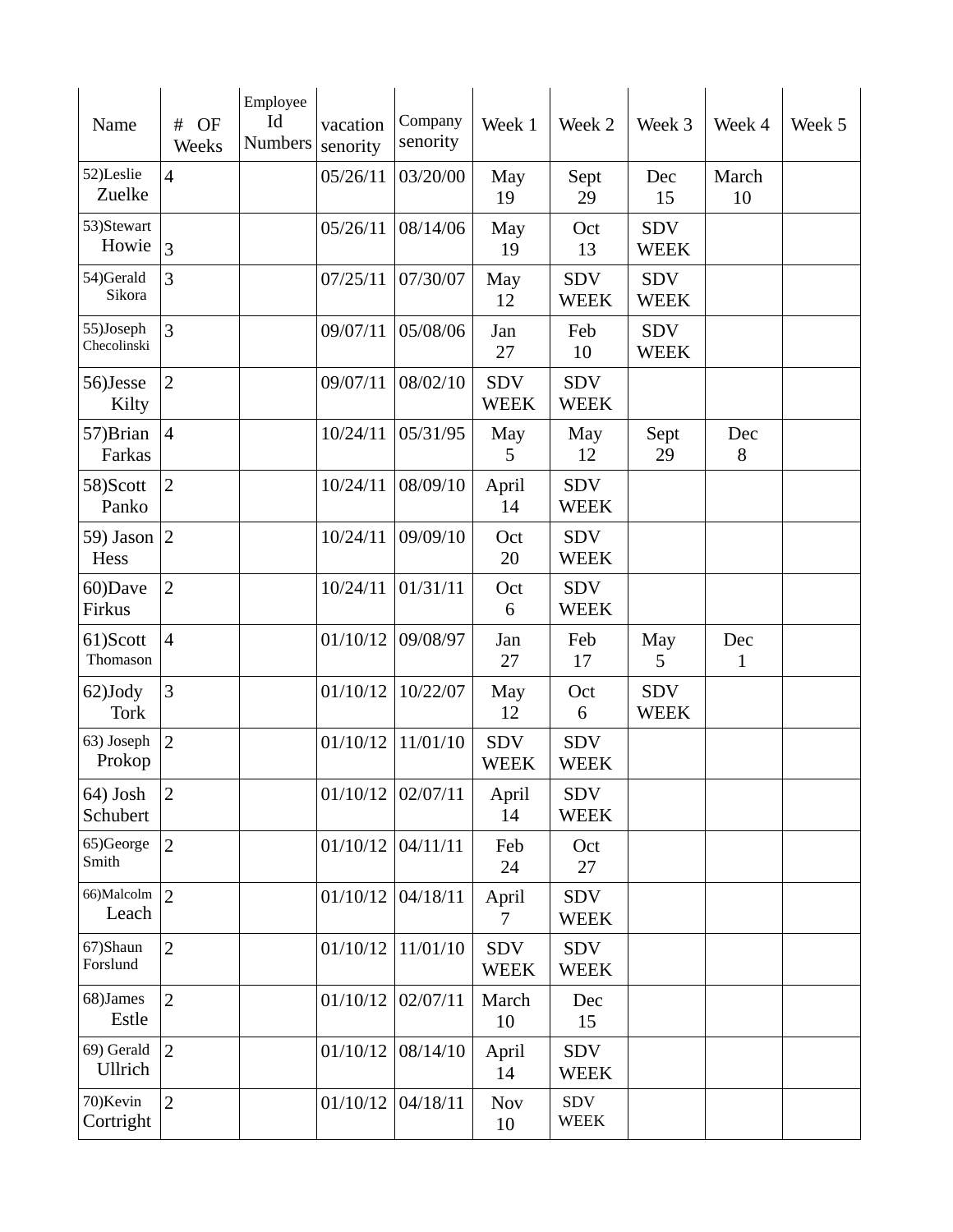| Name | # OF Weeks | Employee Id Numbers | vacation senority | Company senority | Week 1 | Week 2 | Week 3 | Week 4 | Week 5 |
|---|---|---|---|---|---|---|---|---|---|
| 52)Leslie Zuelke | 4 | | 05/26/11 | 03/20/00 | May 19 | Sept 29 | Dec 15 | March 10 | |
| 53)Stewart Howie | 3 | | 05/26/11 | 08/14/06 | May 19 | Oct 13 | SDV WEEK | | |
| 54)Gerald Sikora | 3 | | 07/25/11 | 07/30/07 | May 12 | SDV WEEK | SDV WEEK | | |
| 55)Joseph Checolinski | 3 | | 09/07/11 | 05/08/06 | Jan 27 | Feb 10 | SDV WEEK | | |
| 56)Jesse Kilty | 2 | | 09/07/11 | 08/02/10 | SDV WEEK | SDV WEEK | | | |
| 57)Brian Farkas | 4 | | 10/24/11 | 05/31/95 | May 5 | May 12 | Sept 29 | Dec 8 | |
| 58)Scott Panko | 2 | | 10/24/11 | 08/09/10 | April 14 | SDV WEEK | | | |
| 59) Jason Hess | 2 | | 10/24/11 | 09/09/10 | Oct 20 | SDV WEEK | | | |
| 60)Dave Firkus | 2 | | 10/24/11 | 01/31/11 | Oct 6 | SDV WEEK | | | |
| 61)Scott Thomason | 4 | | 01/10/12 | 09/08/97 | Jan 27 | Feb 17 | May 5 | Dec 1 | |
| 62)Jody Tork | 3 | | 01/10/12 | 10/22/07 | May 12 | Oct 6 | SDV WEEK | | |
| 63) Joseph Prokop | 2 | | 01/10/12 | 11/01/10 | SDV WEEK | SDV WEEK | | | |
| 64) Josh Schubert | 2 | | 01/10/12 | 02/07/11 | April 14 | SDV WEEK | | | |
| 65)George Smith | 2 | | 01/10/12 | 04/11/11 | Feb 24 | Oct 27 | | | |
| 66)Malcolm Leach | 2 | | 01/10/12 | 04/18/11 | April 7 | SDV WEEK | | | |
| 67)Shaun Forslund | 2 | | 01/10/12 | 11/01/10 | SDV WEEK | SDV WEEK | | | |
| 68)James Estle | 2 | | 01/10/12 | 02/07/11 | March 10 | Dec 15 | | | |
| 69) Gerald Ullrich | 2 | | 01/10/12 | 08/14/10 | April 14 | SDV WEEK | | | |
| 70)Kevin Cortright | 2 | | 01/10/12 | 04/18/11 | Nov 10 | SDV WEEK | | | |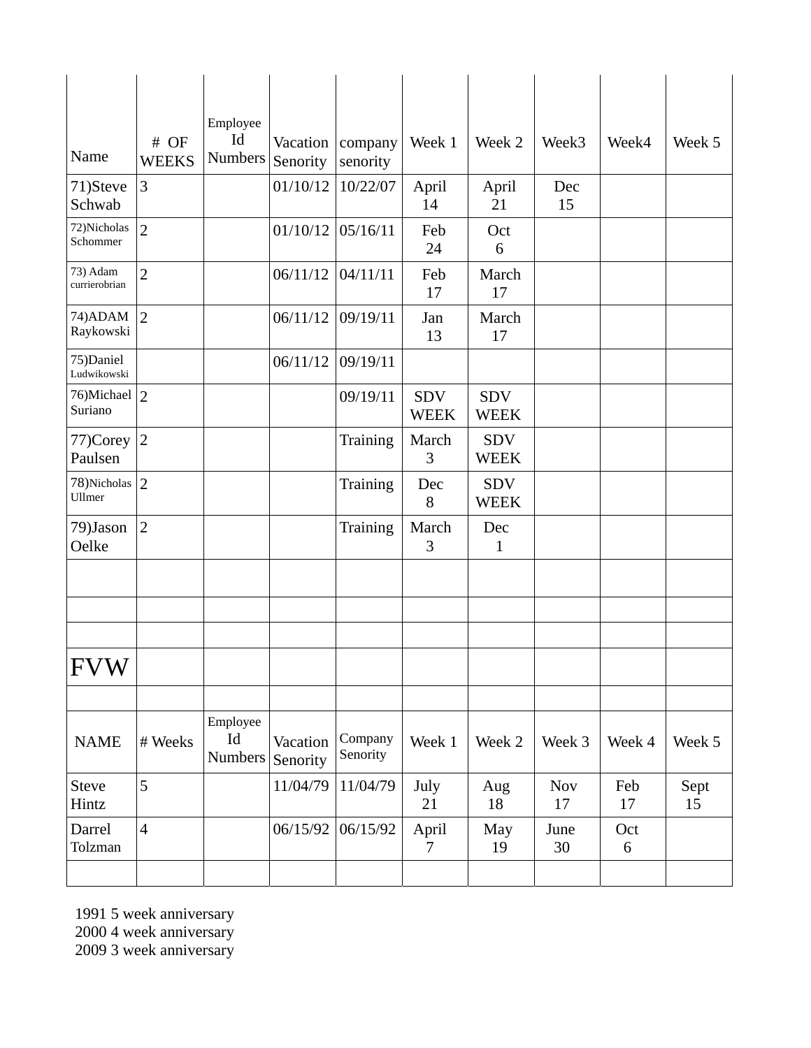| Name | # OF WEEKS | Employee Id Numbers | Vacation Senority | company senority | Week 1 | Week 2 | Week3 | Week4 | Week 5 |
|---|---|---|---|---|---|---|---|---|---|
| 71)Steve Schwab | 3 | | 01/10/12 | 10/22/07 | April 14 | April 21 | Dec 15 | | |
| 72)Nicholas Schommer | 2 | | 01/10/12 | 05/16/11 | Feb 24 | Oct 6 | | | |
| 73) Adam currierobrian | 2 | | 06/11/12 | 04/11/11 | Feb 17 | March 17 | | | |
| 74)ADAM Raykowski | 2 | | 06/11/12 | 09/19/11 | Jan 13 | March 17 | | | |
| 75)Daniel Ludwikowski | | | 06/11/12 | 09/19/11 | | | | | |
| 76)Michael Suriano | 2 | | | 09/19/11 | SDV WEEK | SDV WEEK | | | |
| 77)Corey Paulsen | 2 | | | Training | March 3 | SDV WEEK | | | |
| 78)Nicholas Ullmer | 2 | | | Training | Dec 8 | SDV WEEK | | | |
| 79)Jason Oelke | 2 | | | Training | March 3 | Dec 1 | | | |
| | | | | | | | | | |
| | | | | | | | | | |
| | | | | | | | | | |
| FVW | | | | | | | | | |
| | | | | | | | | | |
| NAME | # Weeks | Employee Id Numbers | Vacation Senority | Company Senority | Week 1 | Week 2 | Week 3 | Week 4 | Week 5 |
| Steve Hintz | 5 | | 11/04/79 | 11/04/79 | July 21 | Aug 18 | Nov 17 | Feb 17 | Sept 15 |
| Darrel Tolzman | 4 | | 06/15/92 | 06/15/92 | April 7 | May 19 | June 30 | Oct 6 | |
| | | | | | | | | | |

1991 5 week anniversary
2000 4 week anniversary
2009 3 week anniversary